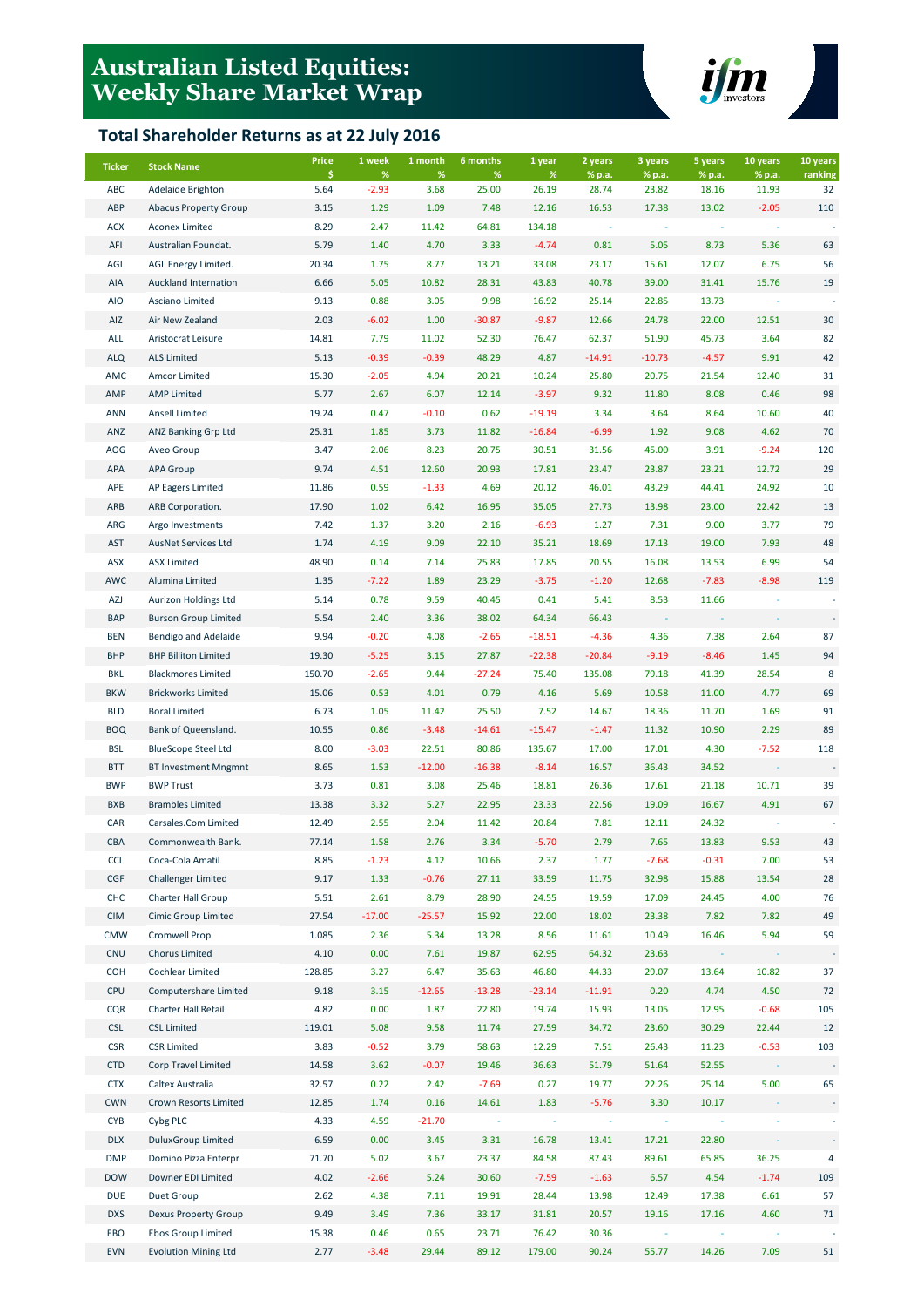# Australian Listed Equities: Weekly Share Market Wrap

## Total Shareholder Returns as at 22 July 2016

| Ticker | Stock Name | Price $ | 1 week % | 1 month % | 6 months % | 1 year % | 2 years % p.a. | 3 years % p.a. | 5 years % p.a. | 10 years % p.a. | 10 years ranking |
|---|---|---|---|---|---|---|---|---|---|---|---|
| ABC | Adelaide Brighton | 5.64 | -2.93 | 3.68 | 25.00 | 26.19 | 28.74 | 23.82 | 18.16 | 11.93 | 32 |
| ABP | Abacus Property Group | 3.15 | 1.29 | 1.09 | 7.48 | 12.16 | 16.53 | 17.38 | 13.02 | -2.05 | 110 |
| ACX | Aconex Limited | 8.29 | 2.47 | 11.42 | 64.81 | 134.18 | - | - | - | - | - |
| AFI | Australian Foundat. | 5.79 | 1.40 | 4.70 | 3.33 | -4.74 | 0.81 | 5.05 | 8.73 | 5.36 | 63 |
| AGL | AGL Energy Limited. | 20.34 | 1.75 | 8.77 | 13.21 | 33.08 | 23.17 | 15.61 | 12.07 | 6.75 | 56 |
| AIA | Auckland Internation | 6.66 | 5.05 | 10.82 | 28.31 | 43.83 | 40.78 | 39.00 | 31.41 | 15.76 | 19 |
| AIO | Asciano Limited | 9.13 | 0.88 | 3.05 | 9.98 | 16.92 | 25.14 | 22.85 | 13.73 | - | - |
| AIZ | Air New Zealand | 2.03 | -6.02 | 1.00 | -30.87 | -9.87 | 12.66 | 24.78 | 22.00 | 12.51 | 30 |
| ALL | Aristocrat Leisure | 14.81 | 7.79 | 11.02 | 52.30 | 76.47 | 62.37 | 51.90 | 45.73 | 3.64 | 82 |
| ALQ | ALS Limited | 5.13 | -0.39 | -0.39 | 48.29 | 4.87 | -14.91 | -10.73 | -4.57 | 9.91 | 42 |
| AMC | Amcor Limited | 15.30 | -2.05 | 4.94 | 20.21 | 10.24 | 25.80 | 20.75 | 21.54 | 12.40 | 31 |
| AMP | AMP Limited | 5.77 | 2.67 | 6.07 | 12.14 | -3.97 | 9.32 | 11.80 | 8.08 | 0.46 | 98 |
| ANN | Ansell Limited | 19.24 | 0.47 | -0.10 | 0.62 | -19.19 | 3.34 | 3.64 | 8.64 | 10.60 | 40 |
| ANZ | ANZ Banking Grp Ltd | 25.31 | 1.85 | 3.73 | 11.82 | -16.84 | -6.99 | 1.92 | 9.08 | 4.62 | 70 |
| AOG | Aveo Group | 3.47 | 2.06 | 8.23 | 20.75 | 30.51 | 31.56 | 45.00 | 3.91 | -9.24 | 120 |
| APA | APA Group | 9.74 | 4.51 | 12.60 | 20.93 | 17.81 | 23.47 | 23.87 | 23.21 | 12.72 | 29 |
| APE | AP Eagers Limited | 11.86 | 0.59 | -1.33 | 4.69 | 20.12 | 46.01 | 43.29 | 44.41 | 24.92 | 10 |
| ARB | ARB Corporation. | 17.90 | 1.02 | 6.42 | 16.95 | 35.05 | 27.73 | 13.98 | 23.00 | 22.42 | 13 |
| ARG | Argo Investments | 7.42 | 1.37 | 3.20 | 2.16 | -6.93 | 1.27 | 7.31 | 9.00 | 3.77 | 79 |
| AST | AusNet Services Ltd | 1.74 | 4.19 | 9.09 | 22.10 | 35.21 | 18.69 | 17.13 | 19.00 | 7.93 | 48 |
| ASX | ASX Limited | 48.90 | 0.14 | 7.14 | 25.83 | 17.85 | 20.55 | 16.08 | 13.53 | 6.99 | 54 |
| AWC | Alumina Limited | 1.35 | -7.22 | 1.89 | 23.29 | -3.75 | -1.20 | 12.68 | -7.83 | -8.98 | 119 |
| AZJ | Aurizon Holdings Ltd | 5.14 | 0.78 | 9.59 | 40.45 | 0.41 | 5.41 | 8.53 | 11.66 | - | - |
| BAP | Burson Group Limited | 5.54 | 2.40 | 3.36 | 38.02 | 64.34 | 66.43 | - | - | - | - |
| BEN | Bendigo and Adelaide | 9.94 | -0.20 | 4.08 | -2.65 | -18.51 | -4.36 | 4.36 | 7.38 | 2.64 | 87 |
| BHP | BHP Billiton Limited | 19.30 | -5.25 | 3.15 | 27.87 | -22.38 | -20.84 | -9.19 | -8.46 | 1.45 | 94 |
| BKL | Blackmores Limited | 150.70 | -2.65 | 9.44 | -27.24 | 75.40 | 135.08 | 79.18 | 41.39 | 28.54 | 8 |
| BKW | Brickworks Limited | 15.06 | 0.53 | 4.01 | 0.79 | 4.16 | 5.69 | 10.58 | 11.00 | 4.77 | 69 |
| BLD | Boral Limited | 6.73 | 1.05 | 11.42 | 25.50 | 7.52 | 14.67 | 18.36 | 11.70 | 1.69 | 91 |
| BOQ | Bank of Queensland. | 10.55 | 0.86 | -3.48 | -14.61 | -15.47 | -1.47 | 11.32 | 10.90 | 2.29 | 89 |
| BSL | BlueScope Steel Ltd | 8.00 | -3.03 | 22.51 | 80.86 | 135.67 | 17.00 | 17.01 | 4.30 | -7.52 | 118 |
| BTT | BT Investment Mngmnt | 8.65 | 1.53 | -12.00 | -16.38 | -8.14 | 16.57 | 36.43 | 34.52 | - | - |
| BWP | BWP Trust | 3.73 | 0.81 | 3.08 | 25.46 | 18.81 | 26.36 | 17.61 | 21.18 | 10.71 | 39 |
| BXB | Brambles Limited | 13.38 | 3.32 | 5.27 | 22.95 | 23.33 | 22.56 | 19.09 | 16.67 | 4.91 | 67 |
| CAR | Carsales.Com Limited | 12.49 | 2.55 | 2.04 | 11.42 | 20.84 | 7.81 | 12.11 | 24.32 | - | - |
| CBA | Commonwealth Bank. | 77.14 | 1.58 | 2.76 | 3.34 | -5.70 | 2.79 | 7.65 | 13.83 | 9.53 | 43 |
| CCL | Coca-Cola Amatil | 8.85 | -1.23 | 4.12 | 10.66 | 2.37 | 1.77 | -7.68 | -0.31 | 7.00 | 53 |
| CGF | Challenger Limited | 9.17 | 1.33 | -0.76 | 27.11 | 33.59 | 11.75 | 32.98 | 15.88 | 13.54 | 28 |
| CHC | Charter Hall Group | 5.51 | 2.61 | 8.79 | 28.90 | 24.55 | 19.59 | 17.09 | 24.45 | 4.00 | 76 |
| CIM | Cimic Group Limited | 27.54 | -17.00 | -25.57 | 15.92 | 22.00 | 18.02 | 23.38 | 7.82 | 7.82 | 49 |
| CMW | Cromwell Prop | 1.085 | 2.36 | 5.34 | 13.28 | 8.56 | 11.61 | 10.49 | 16.46 | 5.94 | 59 |
| CNU | Chorus Limited | 4.10 | 0.00 | 7.61 | 19.87 | 62.95 | 64.32 | 23.63 | - | - | - |
| COH | Cochlear Limited | 128.85 | 3.27 | 6.47 | 35.63 | 46.80 | 44.33 | 29.07 | 13.64 | 10.82 | 37 |
| CPU | Computershare Limited | 9.18 | 3.15 | -12.65 | -13.28 | -23.14 | -11.91 | 0.20 | 4.74 | 4.50 | 72 |
| CQR | Charter Hall Retail | 4.82 | 0.00 | 1.87 | 22.80 | 19.74 | 15.93 | 13.05 | 12.95 | -0.68 | 105 |
| CSL | CSL Limited | 119.01 | 5.08 | 9.58 | 11.74 | 27.59 | 34.72 | 23.60 | 30.29 | 22.44 | 12 |
| CSR | CSR Limited | 3.83 | -0.52 | 3.79 | 58.63 | 12.29 | 7.51 | 26.43 | 11.23 | -0.53 | 103 |
| CTD | Corp Travel Limited | 14.58 | 3.62 | -0.07 | 19.46 | 36.63 | 51.79 | 51.64 | 52.55 | - | - |
| CTX | Caltex Australia | 32.57 | 0.22 | 2.42 | -7.69 | 0.27 | 19.77 | 22.26 | 25.14 | 5.00 | 65 |
| CWN | Crown Resorts Limited | 12.85 | 1.74 | 0.16 | 14.61 | 1.83 | -5.76 | 3.30 | 10.17 | - | - |
| CYB | Cybg PLC | 4.33 | 4.59 | -21.70 | - | - | - | - | - | - | - |
| DLX | DuluxGroup Limited | 6.59 | 0.00 | 3.45 | 3.31 | 16.78 | 13.41 | 17.21 | 22.80 | - | - |
| DMP | Domino Pizza Enterpr | 71.70 | 5.02 | 3.67 | 23.37 | 84.58 | 87.43 | 89.61 | 65.85 | 36.25 | 4 |
| DOW | Downer EDI Limited | 4.02 | -2.66 | 5.24 | 30.60 | -7.59 | -1.63 | 6.57 | 4.54 | -1.74 | 109 |
| DUE | Duet Group | 2.62 | 4.38 | 7.11 | 19.91 | 28.44 | 13.98 | 12.49 | 17.38 | 6.61 | 57 |
| DXS | Dexus Property Group | 9.49 | 3.49 | 7.36 | 33.17 | 31.81 | 20.57 | 19.16 | 17.16 | 4.60 | 71 |
| EBO | Ebos Group Limited | 15.38 | 0.46 | 0.65 | 23.71 | 76.42 | 30.36 | - | - | - | - |
| EVN | Evolution Mining Ltd | 2.77 | -3.48 | 29.44 | 89.12 | 179.00 | 90.24 | 55.77 | 14.26 | 7.09 | 51 |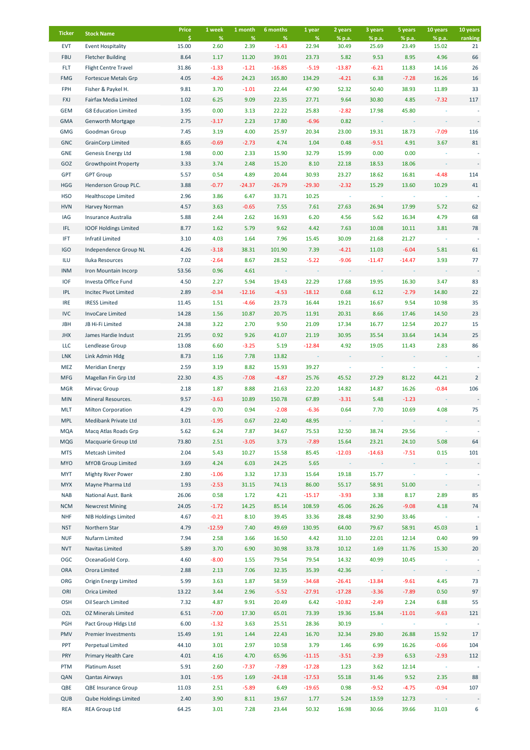| Ticker | Stock Name | Price $ | 1 week % | 1 month % | 6 months % | 1 year % | 2 years % p.a. | 3 years % p.a. | 5 years % p.a. | 10 years % p.a. | 10 years ranking |
|---|---|---|---|---|---|---|---|---|---|---|---|
| EVT | Event Hospitality | 15.00 | 2.60 | 2.39 | -1.43 | 22.94 | 30.49 | 25.69 | 23.49 | 15.02 | 21 |
| FBU | Fletcher Building | 8.64 | 1.17 | 11.20 | 39.01 | 23.73 | 5.82 | 9.53 | 8.95 | 4.96 | 66 |
| FLT | Flight Centre Travel | 31.86 | -1.33 | -1.21 | -16.85 | -5.19 | -13.87 | -6.21 | 11.83 | 14.16 | 26 |
| FMG | Fortescue Metals Grp | 4.05 | -4.26 | 24.23 | 165.80 | 134.29 | -4.21 | 6.38 | -7.28 | 16.26 | 16 |
| FPH | Fisher & Paykel H. | 9.81 | 3.70 | -1.01 | 22.44 | 47.90 | 52.32 | 50.40 | 38.93 | 11.89 | 33 |
| FXJ | Fairfax Media Limited | 1.02 | 6.25 | 9.09 | 22.35 | 27.71 | 9.64 | 30.80 | 4.85 | -7.32 | 117 |
| GEM | G8 Education Limited | 3.95 | 0.00 | 3.13 | 22.22 | 25.83 | -2.82 | 17.98 | 45.80 | - | - |
| GMA | Genworth Mortgage | 2.75 | -3.17 | 2.23 | 17.80 | -6.96 | 0.82 | - | - | - | - |
| GMG | Goodman Group | 7.45 | 3.19 | 4.00 | 25.97 | 20.34 | 23.00 | 19.31 | 18.73 | -7.09 | 116 |
| GNC | GrainCorp Limited | 8.65 | -0.69 | -2.73 | 4.74 | 1.04 | 0.48 | -9.51 | 4.91 | 3.67 | 81 |
| GNE | Genesis Energy Ltd | 1.98 | 0.00 | 2.33 | 15.90 | 32.79 | 15.99 | 0.00 | 0.00 | - | - |
| GOZ | Growthpoint Property | 3.33 | 3.74 | 2.48 | 15.20 | 8.10 | 22.18 | 18.53 | 18.06 | - | - |
| GPT | GPT Group | 5.57 | 0.54 | 4.89 | 20.44 | 30.93 | 23.27 | 18.62 | 16.81 | -4.48 | 114 |
| HGG | Henderson Group PLC. | 3.88 | -0.77 | -24.37 | -26.79 | -29.30 | -2.32 | 15.29 | 13.60 | 10.29 | 41 |
| HSO | Healthscope Limited | 2.96 | 3.86 | 6.47 | 33.71 | 10.25 | - | - | - | - | - |
| HVN | Harvey Norman | 4.57 | 3.63 | -0.65 | 7.55 | 7.61 | 27.63 | 26.94 | 17.99 | 5.72 | 62 |
| IAG | Insurance Australia | 5.88 | 2.44 | 2.62 | 16.93 | 6.20 | 4.56 | 5.62 | 16.34 | 4.79 | 68 |
| IFL | IOOF Holdings Limited | 8.77 | 1.62 | 5.79 | 9.62 | 4.42 | 7.63 | 10.08 | 10.11 | 3.81 | 78 |
| IFT | Infratil Limited | 3.10 | 4.03 | 1.64 | 7.96 | 15.45 | 30.09 | 21.68 | 21.27 | - | - |
| IGO | Independence Group NL | 4.26 | -3.18 | 38.31 | 101.90 | 7.39 | -4.21 | 11.03 | -6.04 | 5.81 | 61 |
| ILU | Iluka Resources | 7.02 | -2.64 | 8.67 | 28.52 | -5.22 | -9.06 | -11.47 | -14.47 | 3.93 | 77 |
| INM | Iron Mountain Incorp | 53.56 | 0.96 | 4.61 | - | - | - | - | - | - | - |
| IOF | Investa Office Fund | 4.50 | 2.27 | 5.94 | 19.43 | 22.29 | 17.68 | 19.95 | 16.30 | 3.47 | 83 |
| IPL | Incitec Pivot Limited | 2.89 | -0.34 | -12.16 | -4.53 | -18.12 | 0.68 | 6.12 | -2.79 | 14.80 | 22 |
| IRE | IRESS Limited | 11.45 | 1.51 | -4.66 | 23.73 | 16.44 | 19.21 | 16.67 | 9.54 | 10.98 | 35 |
| IVC | InvoCare Limited | 14.28 | 1.56 | 10.87 | 20.75 | 11.91 | 20.31 | 8.66 | 17.46 | 14.50 | 23 |
| JBH | JB Hi-Fi Limited | 24.38 | 3.22 | 2.70 | 9.50 | 21.09 | 17.34 | 16.77 | 12.54 | 20.27 | 15 |
| JHX | James Hardie Indust | 21.95 | 0.92 | 9.26 | 41.07 | 21.19 | 30.95 | 35.54 | 33.64 | 14.34 | 25 |
| LLC | Lendlease Group | 13.08 | 6.60 | -3.25 | 5.19 | -12.84 | 4.92 | 19.05 | 11.43 | 2.83 | 86 |
| LNK | Link Admin Hldg | 8.73 | 1.16 | 7.78 | 13.82 | - | - | - | - | - | - |
| MEZ | Meridian Energy | 2.59 | 3.19 | 8.82 | 15.93 | 39.27 | - | - | - | - | - |
| MFG | Magellan Fin Grp Ltd | 22.30 | 4.35 | -7.08 | -4.87 | 25.76 | 45.52 | 27.29 | 81.22 | 44.21 | 2 |
| MGR | Mirvac Group | 2.18 | 1.87 | 8.88 | 21.63 | 22.20 | 14.82 | 14.87 | 16.26 | -0.84 | 106 |
| MIN | Mineral Resources. | 9.57 | -3.63 | 10.89 | 150.78 | 67.89 | -3.31 | 5.48 | -1.23 | - | - |
| MLT | Milton Corporation | 4.29 | 0.70 | 0.94 | -2.08 | -6.36 | 0.64 | 7.70 | 10.69 | 4.08 | 75 |
| MPL | Medibank Private Ltd | 3.01 | -1.95 | 0.67 | 22.40 | 48.95 | - | - | - | - | - |
| MQA | Macq Atlas Roads Grp | 5.62 | 6.24 | 7.87 | 34.67 | 75.53 | 32.50 | 38.74 | 29.56 | - | - |
| MQG | Macquarie Group Ltd | 73.80 | 2.51 | -3.05 | 3.73 | -7.89 | 15.64 | 23.21 | 24.10 | 5.08 | 64 |
| MTS | Metcash Limited | 2.04 | 5.43 | 10.27 | 15.58 | 85.45 | -12.03 | -14.63 | -7.51 | 0.15 | 101 |
| MYO | MYOB Group Limited | 3.69 | 4.24 | 6.03 | 24.25 | 5.65 | - | - | - | - | - |
| MYT | Mighty River Power | 2.80 | -1.06 | 3.32 | 17.33 | 15.64 | 19.18 | 15.77 | - | - | - |
| MYX | Mayne Pharma Ltd | 1.93 | -2.53 | 31.15 | 74.13 | 86.00 | 55.17 | 58.91 | 51.00 | - | - |
| NAB | National Aust. Bank | 26.06 | 0.58 | 1.72 | 4.21 | -15.17 | -3.93 | 3.38 | 8.17 | 2.89 | 85 |
| NCM | Newcrest Mining | 24.05 | -1.72 | 14.25 | 85.14 | 108.59 | 45.06 | 26.26 | -9.08 | 4.18 | 74 |
| NHF | NIB Holdings Limited | 4.67 | -0.21 | 8.10 | 39.45 | 33.36 | 28.48 | 32.90 | 33.46 | - | - |
| NST | Northern Star | 4.79 | -12.59 | 7.40 | 49.69 | 130.95 | 64.00 | 79.67 | 58.91 | 45.03 | 1 |
| NUF | Nufarm Limited | 7.94 | 2.58 | 3.66 | 16.50 | 4.42 | 31.10 | 22.01 | 12.14 | 0.40 | 99 |
| NVT | Navitas Limited | 5.89 | 3.70 | 6.90 | 30.98 | 33.78 | 10.12 | 1.69 | 11.76 | 15.30 | 20 |
| OGC | OceanaGold Corp. | 4.60 | -8.00 | 1.55 | 79.54 | 79.54 | 14.32 | 40.99 | 10.45 | - | - |
| ORA | Orora Limited | 2.88 | 2.13 | 7.06 | 32.35 | 35.39 | 42.36 | - | - | - | - |
| ORG | Origin Energy Limited | 5.99 | 3.63 | 1.87 | 58.59 | -34.68 | -26.41 | -13.84 | -9.61 | 4.45 | 73 |
| ORI | Orica Limited | 13.22 | 3.44 | 2.96 | -5.52 | -27.91 | -17.28 | -3.36 | -7.89 | 0.50 | 97 |
| OSH | Oil Search Limited | 7.32 | 4.87 | 9.91 | 20.49 | 6.42 | -10.82 | -2.49 | 2.24 | 6.88 | 55 |
| OZL | OZ Minerals Limited | 6.51 | -7.00 | 17.30 | 65.01 | 73.39 | 19.36 | 15.84 | -11.01 | -9.63 | 121 |
| PGH | Pact Group Hldgs Ltd | 6.00 | -1.32 | 3.63 | 25.51 | 28.36 | 30.19 | - | - | - | - |
| PMV | Premier Investments | 15.49 | 1.91 | 1.44 | 22.43 | 16.70 | 32.34 | 29.80 | 26.88 | 15.92 | 17 |
| PPT | Perpetual Limited | 44.10 | 3.01 | 2.97 | 10.58 | 3.79 | 1.46 | 6.99 | 16.26 | -0.66 | 104 |
| PRY | Primary Health Care | 4.01 | 4.16 | 4.70 | 65.96 | -11.15 | -3.51 | -2.39 | 6.53 | -2.93 | 112 |
| PTM | Platinum Asset | 5.91 | 2.60 | -7.37 | -7.89 | -17.28 | 1.23 | 3.62 | 12.14 | - | - |
| QAN | Qantas Airways | 3.01 | -1.95 | 1.69 | -24.18 | -17.53 | 55.18 | 31.46 | 9.52 | 2.35 | 88 |
| QBE | QBE Insurance Group | 11.03 | 2.51 | -5.89 | 6.49 | -19.65 | 0.98 | -9.52 | -4.75 | -0.94 | 107 |
| QUB | Qube Holdings Limited | 2.40 | 3.90 | 8.11 | 19.67 | 1.77 | 5.24 | 13.59 | 12.73 | - | - |
| REA | REA Group Ltd | 64.25 | 3.01 | 7.28 | 23.44 | 50.32 | 16.98 | 30.66 | 39.66 | 31.03 | 6 |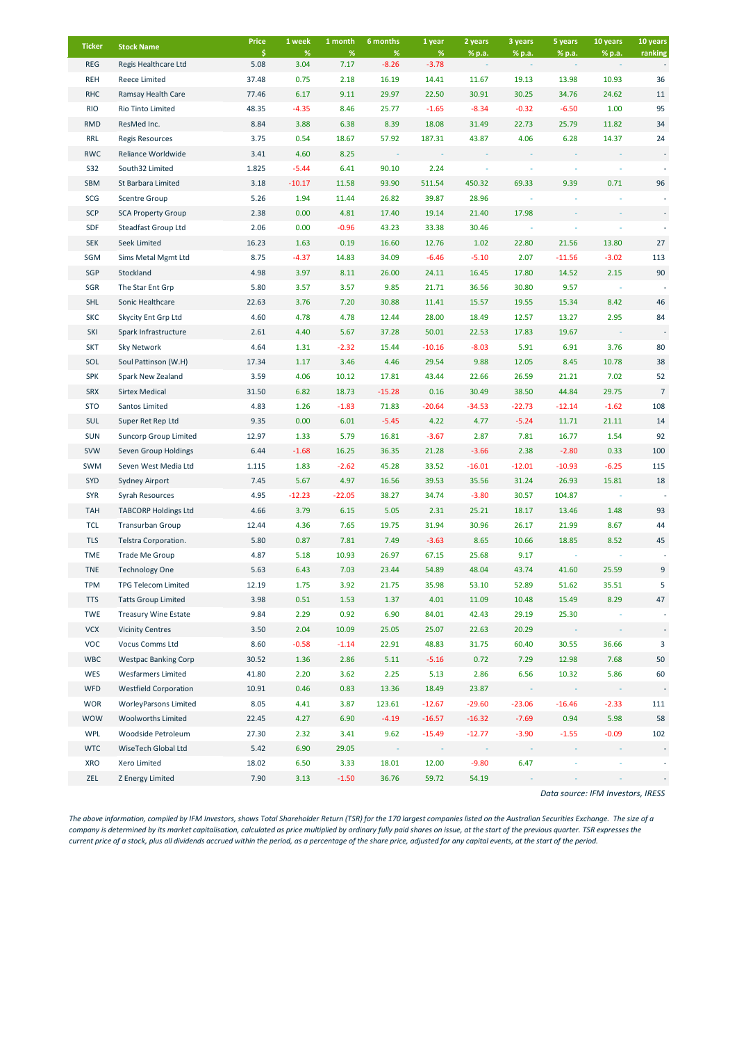| Ticker | Stock Name | Price $ | 1 week % | 1 month % | 6 months % | 1 year % | 2 years % p.a. | 3 years % p.a. | 5 years % p.a. | 10 years % p.a. | 10 years ranking |
|---|---|---|---|---|---|---|---|---|---|---|---|
| REG | Regis Healthcare Ltd | 5.08 | 3.04 | 7.17 | -8.26 | -3.78 | - | - | - | - | - |
| REH | Reece Limited | 37.48 | 0.75 | 2.18 | 16.19 | 14.41 | 11.67 | 19.13 | 13.98 | 10.93 | 36 |
| RHC | Ramsay Health Care | 77.46 | 6.17 | 9.11 | 29.97 | 22.50 | 30.91 | 30.25 | 34.76 | 24.62 | 11 |
| RIO | Rio Tinto Limited | 48.35 | -4.35 | 8.46 | 25.77 | -1.65 | -8.34 | -0.32 | -6.50 | 1.00 | 95 |
| RMD | ResMed Inc. | 8.84 | 3.88 | 6.38 | 8.39 | 18.08 | 31.49 | 22.73 | 25.79 | 11.82 | 34 |
| RRL | Regis Resources | 3.75 | 0.54 | 18.67 | 57.92 | 187.31 | 43.87 | 4.06 | 6.28 | 14.37 | 24 |
| RWC | Reliance Worldwide | 3.41 | 4.60 | 8.25 | - | - | - | - | - | - | - |
| S32 | South32 Limited | 1.825 | -5.44 | 6.41 | 90.10 | 2.24 | - | - | - | - | - |
| SBM | St Barbara Limited | 3.18 | -10.17 | 11.58 | 93.90 | 511.54 | 450.32 | 69.33 | 9.39 | 0.71 | 96 |
| SCG | Scentre Group | 5.26 | 1.94 | 11.44 | 26.82 | 39.87 | 28.96 | - | - | - | - |
| SCP | SCA Property Group | 2.38 | 0.00 | 4.81 | 17.40 | 19.14 | 21.40 | 17.98 | - | - | - |
| SDF | Steadfast Group Ltd | 2.06 | 0.00 | -0.96 | 43.23 | 33.38 | 30.46 | - | - | - | - |
| SEK | Seek Limited | 16.23 | 1.63 | 0.19 | 16.60 | 12.76 | 1.02 | 22.80 | 21.56 | 13.80 | 27 |
| SGM | Sims Metal Mgmt Ltd | 8.75 | -4.37 | 14.83 | 34.09 | -6.46 | -5.10 | 2.07 | -11.56 | -3.02 | 113 |
| SGP | Stockland | 4.98 | 3.97 | 8.11 | 26.00 | 24.11 | 16.45 | 17.80 | 14.52 | 2.15 | 90 |
| SGR | The Star Ent Grp | 5.80 | 3.57 | 3.57 | 9.85 | 21.71 | 36.56 | 30.80 | 9.57 | - | - |
| SHL | Sonic Healthcare | 22.63 | 3.76 | 7.20 | 30.88 | 11.41 | 15.57 | 19.55 | 15.34 | 8.42 | 46 |
| SKC | Skycity Ent Grp Ltd | 4.60 | 4.78 | 4.78 | 12.44 | 28.00 | 18.49 | 12.57 | 13.27 | 2.95 | 84 |
| SKI | Spark Infrastructure | 2.61 | 4.40 | 5.67 | 37.28 | 50.01 | 22.53 | 17.83 | 19.67 | - | - |
| SKT | Sky Network | 4.64 | 1.31 | -2.32 | 15.44 | -10.16 | -8.03 | 5.91 | 6.91 | 3.76 | 80 |
| SOL | Soul Pattinson (W.H) | 17.34 | 1.17 | 3.46 | 4.46 | 29.54 | 9.88 | 12.05 | 8.45 | 10.78 | 38 |
| SPK | Spark New Zealand | 3.59 | 4.06 | 10.12 | 17.81 | 43.44 | 22.66 | 26.59 | 21.21 | 7.02 | 52 |
| SRX | Sirtex Medical | 31.50 | 6.82 | 18.73 | -15.28 | 0.16 | 30.49 | 38.50 | 44.84 | 29.75 | 7 |
| STO | Santos Limited | 4.83 | 1.26 | -1.83 | 71.83 | -20.64 | -34.53 | -22.73 | -12.14 | -1.62 | 108 |
| SUL | Super Ret Rep Ltd | 9.35 | 0.00 | 6.01 | -5.45 | 4.22 | 4.77 | -5.24 | 11.71 | 21.11 | 14 |
| SUN | Suncorp Group Limited | 12.97 | 1.33 | 5.79 | 16.81 | -3.67 | 2.87 | 7.81 | 16.77 | 1.54 | 92 |
| SVW | Seven Group Holdings | 6.44 | -1.68 | 16.25 | 36.35 | 21.28 | -3.66 | 2.38 | -2.80 | 0.33 | 100 |
| SWM | Seven West Media Ltd | 1.115 | 1.83 | -2.62 | 45.28 | 33.52 | -16.01 | -12.01 | -10.93 | -6.25 | 115 |
| SYD | Sydney Airport | 7.45 | 5.67 | 4.97 | 16.56 | 39.53 | 35.56 | 31.24 | 26.93 | 15.81 | 18 |
| SYR | Syrah Resources | 4.95 | -12.23 | -22.05 | 38.27 | 34.74 | -3.80 | 30.57 | 104.87 | - | - |
| TAH | TABCORP Holdings Ltd | 4.66 | 3.79 | 6.15 | 5.05 | 2.31 | 25.21 | 18.17 | 13.46 | 1.48 | 93 |
| TCL | Transurban Group | 12.44 | 4.36 | 7.65 | 19.75 | 31.94 | 30.96 | 26.17 | 21.99 | 8.67 | 44 |
| TLS | Telstra Corporation. | 5.80 | 0.87 | 7.81 | 7.49 | -3.63 | 8.65 | 10.66 | 18.85 | 8.52 | 45 |
| TME | Trade Me Group | 4.87 | 5.18 | 10.93 | 26.97 | 67.15 | 25.68 | 9.17 | - | - | - |
| TNE | Technology One | 5.63 | 6.43 | 7.03 | 23.44 | 54.89 | 48.04 | 43.74 | 41.60 | 25.59 | 9 |
| TPM | TPG Telecom Limited | 12.19 | 1.75 | 3.92 | 21.75 | 35.98 | 53.10 | 52.89 | 51.62 | 35.51 | 5 |
| TTS | Tatts Group Limited | 3.98 | 0.51 | 1.53 | 1.37 | 4.01 | 11.09 | 10.48 | 15.49 | 8.29 | 47 |
| TWE | Treasury Wine Estate | 9.84 | 2.29 | 0.92 | 6.90 | 84.01 | 42.43 | 29.19 | 25.30 | - | - |
| VCX | Vicinity Centres | 3.50 | 2.04 | 10.09 | 25.05 | 25.07 | 22.63 | 20.29 | - | - | - |
| VOC | Vocus Comms Ltd | 8.60 | -0.58 | -1.14 | 22.91 | 48.83 | 31.75 | 60.40 | 30.55 | 36.66 | 3 |
| WBC | Westpac Banking Corp | 30.52 | 1.36 | 2.86 | 5.11 | -5.16 | 0.72 | 7.29 | 12.98 | 7.68 | 50 |
| WES | Wesfarmers Limited | 41.80 | 2.20 | 3.62 | 2.25 | 5.13 | 2.86 | 6.56 | 10.32 | 5.86 | 60 |
| WFD | Westfield Corporation | 10.91 | 0.46 | 0.83 | 13.36 | 18.49 | 23.87 | - | - | - | - |
| WOR | WorleyParsons Limited | 8.05 | 4.41 | 3.87 | 123.61 | -12.67 | -29.60 | -23.06 | -16.46 | -2.33 | 111 |
| WOW | Woolworths Limited | 22.45 | 4.27 | 6.90 | -4.19 | -16.57 | -16.32 | -7.69 | 0.94 | 5.98 | 58 |
| WPL | Woodside Petroleum | 27.30 | 2.32 | 3.41 | 9.62 | -15.49 | -12.77 | -3.90 | -1.55 | -0.09 | 102 |
| WTC | WiseTech Global Ltd | 5.42 | 6.90 | 29.05 | - | - | - | - | - | - | - |
| XRO | Xero Limited | 18.02 | 6.50 | 3.33 | 18.01 | 12.00 | -9.80 | 6.47 | - | - | - |
| ZEL | Z Energy Limited | 7.90 | 3.13 | -1.50 | 36.76 | 59.72 | 54.19 | - | - | - | - |

*Data source: IFM Investors, IRESS*

*The above information, compiled by IFM Investors, shows Total Shareholder Return (TSR) for the 170 largest companies listed on the Australian Securities Exchange. The size of a company is determined by its market capitalisation, calculated as price multiplied by ordinary fully paid shares on issue, at the start of the previous quarter. TSR expresses the current price of a stock, plus all dividends accrued within the period, as a percentage of the share price, adjusted for any capital events, at the start of the period.*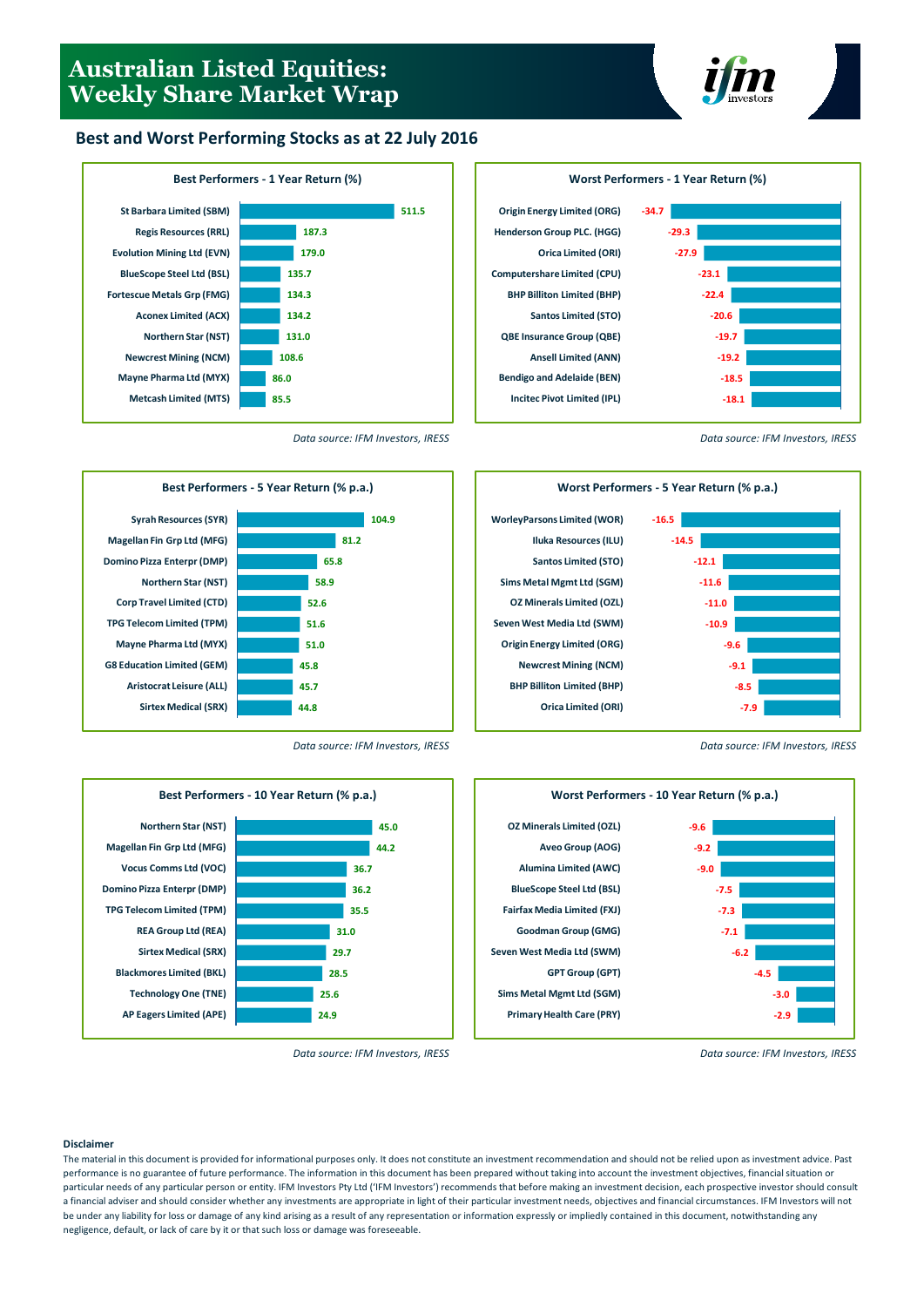# Australian Listed Equities: Weekly Share Market Wrap

ifm investors

## Best and Worst Performing Stocks as at 22 July 2016

**Best Performers - 1 Year Return (%)**

St Barbara Limited (SBM) 511.5
Regis Resources (RRL) 187.3
Evolution Mining Ltd (EVN) 179.0
BlueScope Steel Ltd (BSL) 135.7
Fortescue Metals Grp (FMG) 134.3
Aconex Limited (ACX) 134.2
Northern Star (NST) 131.0
Newcrest Mining (NCM) 108.6
Mayne Pharma Ltd (MYX) 86.0
Metcash Limited (MTS) 85.5

*Data source: IFM Investors, IRESS*

**Worst Performers - 1 Year Return (%)**

Origin Energy Limited (ORG) -34.7
Henderson Group PLC. (HGG) -29.3
Orica Limited (ORI) -27.9
Computershare Limited (CPU) -23.1
BHP Billiton Limited (BHP) -22.4
Santos Limited (STO) -20.6
QBE Insurance Group (QBE) -19.7
Ansell Limited (ANN) -19.2
Bendigo and Adelaide (BEN) -18.5
Incitec Pivot Limited (IPL) -18.1

*Data source: IFM Investors, IRESS*

**Best Performers - 5 Year Return (% p.a.)**

Syrah Resources (SYR) 104.9
Magellan Fin Grp Ltd (MFG) 81.2
Domino Pizza Enterpr (DMP) 65.8
Northern Star (NST) 58.9
Corp Travel Limited (CTD) 52.6
TPG Telecom Limited (TPM) 51.6
Mayne Pharma Ltd (MYX) 51.0
G8 Education Limited (GEM) 45.8
Aristocrat Leisure (ALL) 45.7
Sirtex Medical (SRX) 44.8

*Data source: IFM Investors, IRESS*

**Worst Performers - 5 Year Return (% p.a.)**

WorleyParsons Limited (WOR) -16.5
Iluka Resources (ILU) -14.5
Santos Limited (STO) -12.1
Sims Metal Mgmt Ltd (SGM) -11.6
OZ Minerals Limited (OZL) -11.0
Seven West Media Ltd (SWM) -10.9
Origin Energy Limited (ORG) -9.6
Newcrest Mining (NCM) -9.1
BHP Billiton Limited (BHP) -8.5
Orica Limited (ORI) -7.9

*Data source: IFM Investors, IRESS*

**Best Performers - 10 Year Return (% p.a.)**

Northern Star (NST) 45.0
Magellan Fin Grp Ltd (MFG) 44.2
Vocus Comms Ltd (VOC) 36.7
Domino Pizza Enterpr (DMP) 36.2
TPG Telecom Limited (TPM) 35.5
REA Group Ltd (REA) 31.0
Sirtex Medical (SRX) 29.7
Blackmores Limited (BKL) 28.5
Technology One (TNE) 25.6
AP Eagers Limited (APE) 24.9

*Data source: IFM Investors, IRESS*

**Worst Performers - 10 Year Return (% p.a.)**

OZ Minerals Limited (OZL) -9.6
Aveo Group (AOG) -9.2
Alumina Limited (AWC) -9.0
BlueScope Steel Ltd (BSL) -7.5
Fairfax Media Limited (FXJ) -7.3
Goodman Group (GMG) -7.1
Seven West Media Ltd (SWM) -6.2
GPT Group (GPT) -4.5
Sims Metal Mgmt Ltd (SGM) -3.0
Primary Health Care (PRY) -2.9

*Data source: IFM Investors, IRESS*

**Disclaimer**

The material in this document is provided for informational purposes only. It does not constitute an investment recommendation and should not be relied upon as investment advice. Past performance is no guarantee of future performance. The information in this document has been prepared without taking into account the investment objectives, financial situation or particular needs of any particular person or entity. IFM Investors Pty Ltd ('IFM Investors') recommends that before making an investment decision, each prospective investor should consult a financial adviser and should consider whether any investments are appropriate in light of their particular investment needs, objectives and financial circumstances. IFM Investors will not be under any liability for loss or damage of any kind arising as a result of any representation or information expressly or impliedly contained in this document, notwithstanding any negligence, default, or lack of care by it or that such loss or damage was foreseeable.